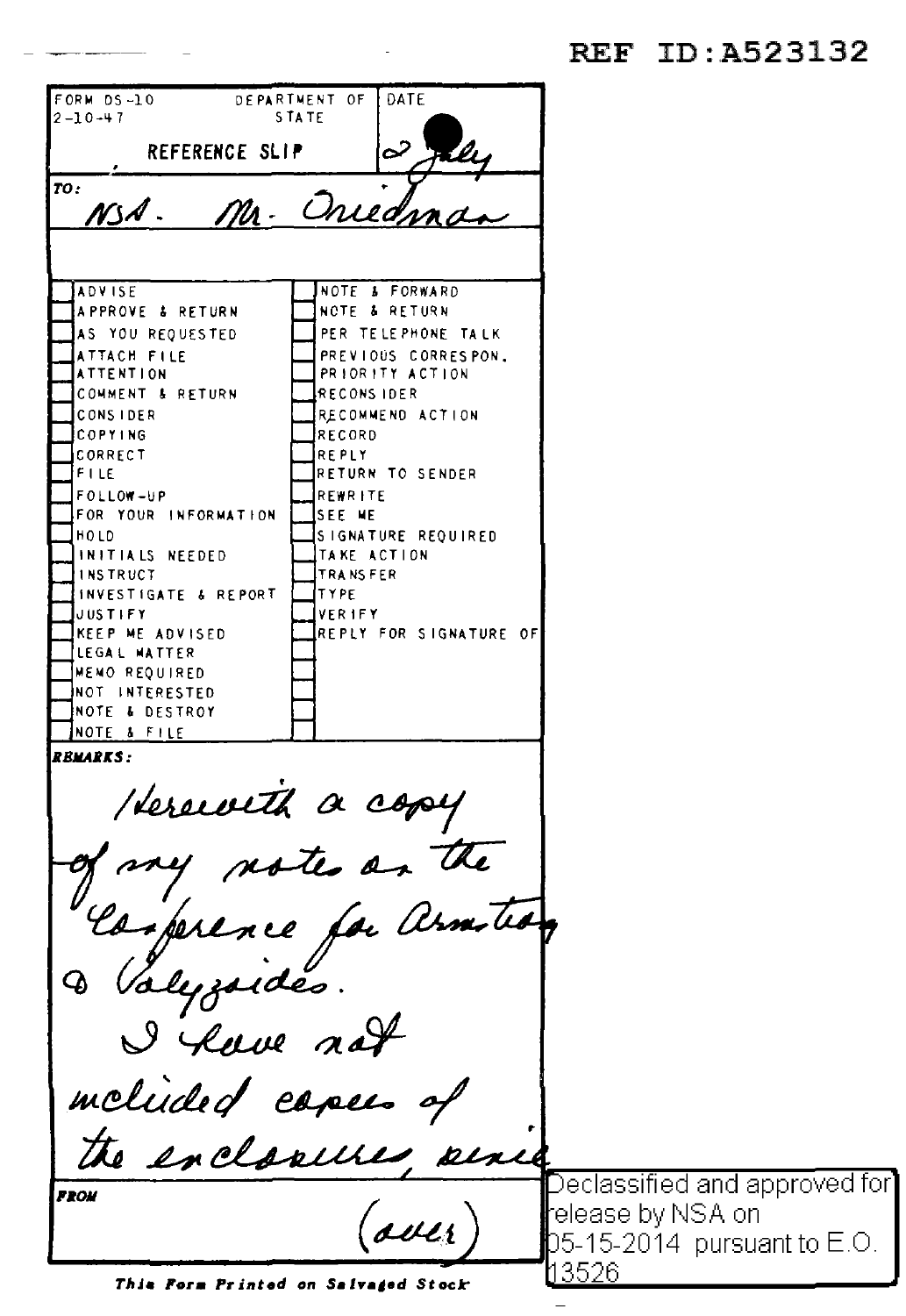REF ID:A523132

FORM DS-10 2-10-47 — DEPARTMENT OF STATE

**REFERENCE SLIP**

DATE: 2 July

TO: NSA. Mr. Friedman

| | | | |
|---|---|---|---|
| ☐ | ADVISE | ☐ | NOTE & FORWARD |
| ☐ | APPROVE & RETURN | ☐ | NOTE & RETURN |
| ☐ | AS YOU REQUESTED | ☐ | PER TELEPHONE TALK |
| ☐ | ATTACH FILE | ☐ | PREVIOUS CORRESPON. |
| ☐ | ATTENTION | ☐ | PRIORITY ACTION |
| ☐ | COMMENT & RETURN | ☐ | RECONSIDER |
| ☐ | CONSIDER | ☐ | RECOMMEND ACTION |
| ☐ | COPYING | ☐ | RECORD |
| ☐ | CORRECT | ☐ | REPLY |
| ☐ | FILE | ☐ | RETURN TO SENDER |
| ☐ | FOLLOW-UP | ☐ | REWRITE |
| ☐ | FOR YOUR INFORMATION | ☐ | SEE ME |
| ☐ | HOLD | ☐ | SIGNATURE REQUIRED |
| ☐ | INITIALS NEEDED | ☐ | TAKE ACTION |
| ☐ | INSTRUCT | ☐ | TRANSFER |
| ☐ | INVESTIGATE & REPORT | ☐ | TYPE |
| ☐ | JUSTIFY | ☐ | VERIFY |
| ☐ | KEEP ME ADVISED | ☐ | REPLY FOR SIGNATURE OF |
| ☐ | LEGAL MATTER | ☐ | |
| ☐ | MEMO REQUIRED | ☐ | |
| ☐ | NOT INTERESTED | ☐ | |
| ☐ | NOTE & DESTROY | ☐ | |
| ☐ | NOTE & FILE | ☐ | |

**REMARKS:**

Herewith a copy of my notes on the Conference for Armstrong & Valyzoides.

I have not included copies of the enclosures, since

(over)

**FROM**

This Form Printed on Salvaged Stock

Declassified and approved for release by NSA on 05-15-2014 pursuant to E.O. 13526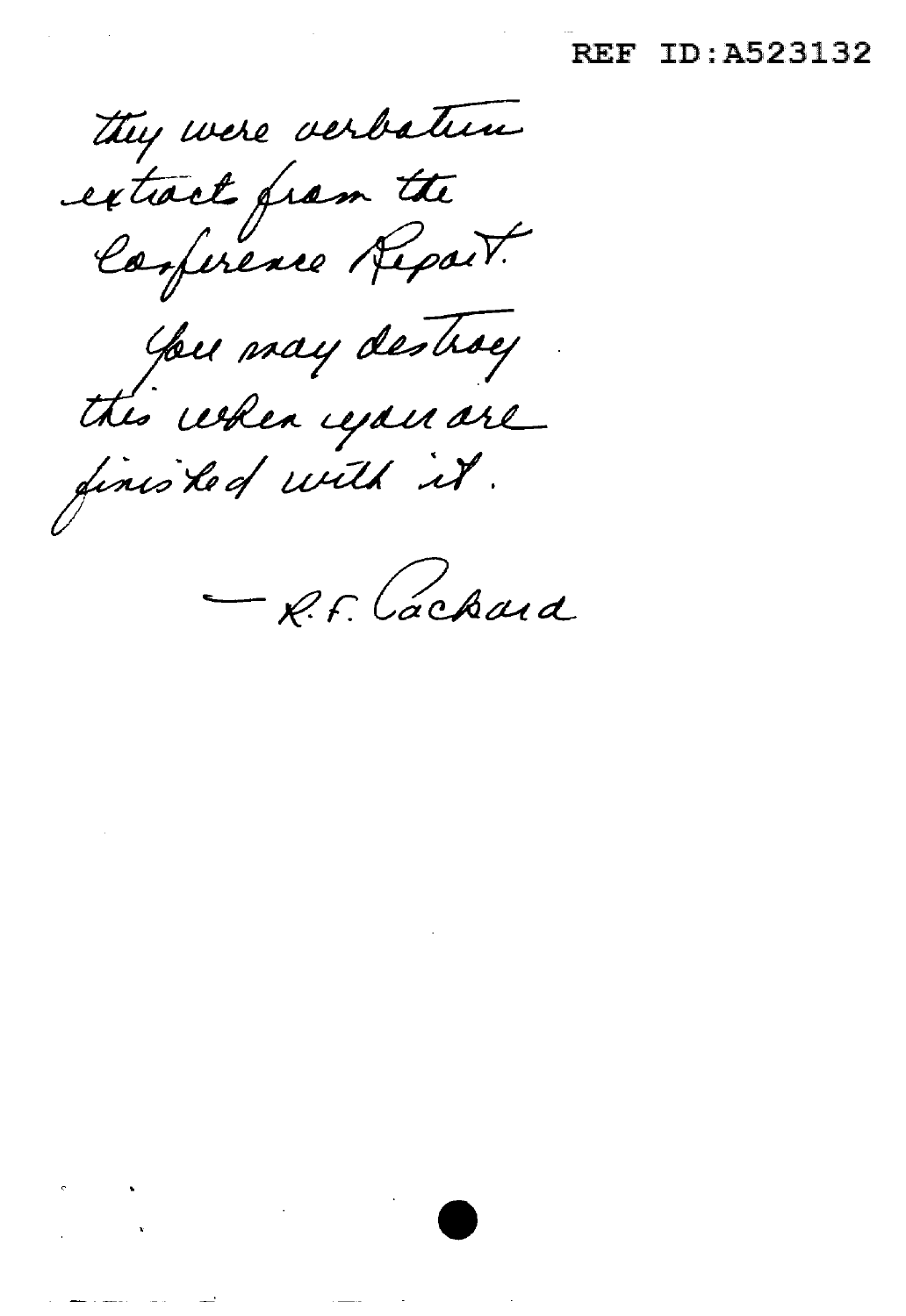they were verbatim extract from the Conference Report.

You may destroy this when you are finished with it.

— R.F. Packard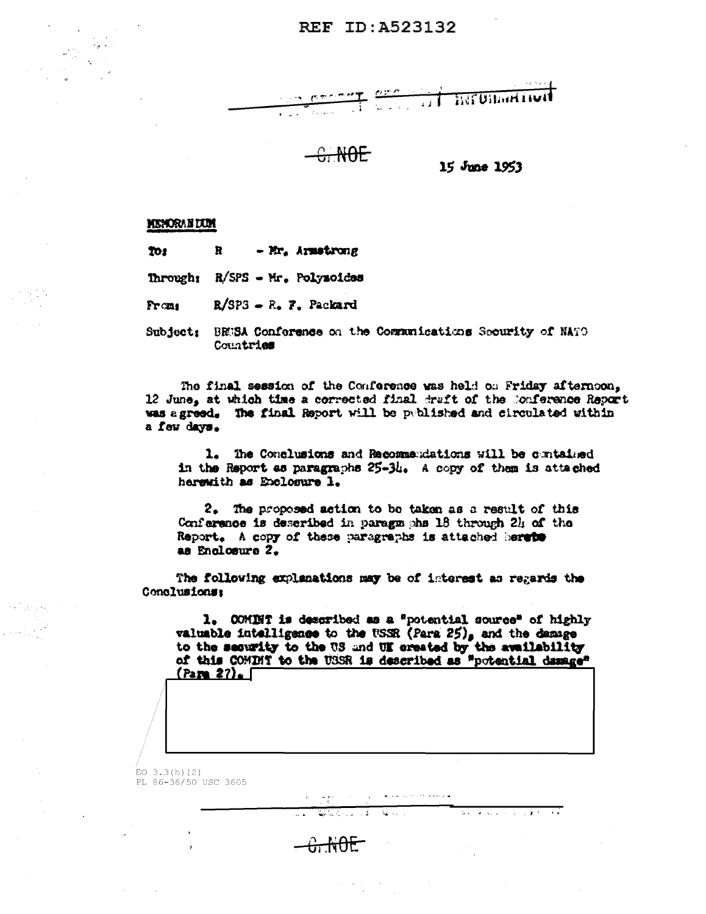REF ID:A523132

~~C NOE~~

15 June 1953

**MEMORANDUM**

To: R - Mr. Armstrong

Through: R/SPS - Mr. Polyzoides

From: R/SP3 - R. F. Packard

Subject: BRUSA Conference on the Communications Security of NATO Countries

The final session of the Conference was held on Friday afternoon, 12 June, at which time a corrected final draft of the Conference Report was agreed. The final Report will be published and circulated within a few days.

1. The Conclusions and Recommendations will be contained in the Report as paragraphs 25-34. A copy of them is attached herewith as Enclosure 1.

2. The proposed action to be taken as a result of this Conference is described in paragraphs 18 through 24 of the Report. A copy of these paragraphs is attached hereto as Enclosure 2.

The following explanations may be of interest as regards the Conclusions:

1. COMINT is described as a "potential source" of highly valuable intelligence to the USSR (Para 25), and the damage to the security to the US and UK created by the availability of this COMINT to the USSR is described as "potential damage" (Para 27).

EO 3.3(h)(2)
PL 86-36/50 USC 3605

~~C NOE~~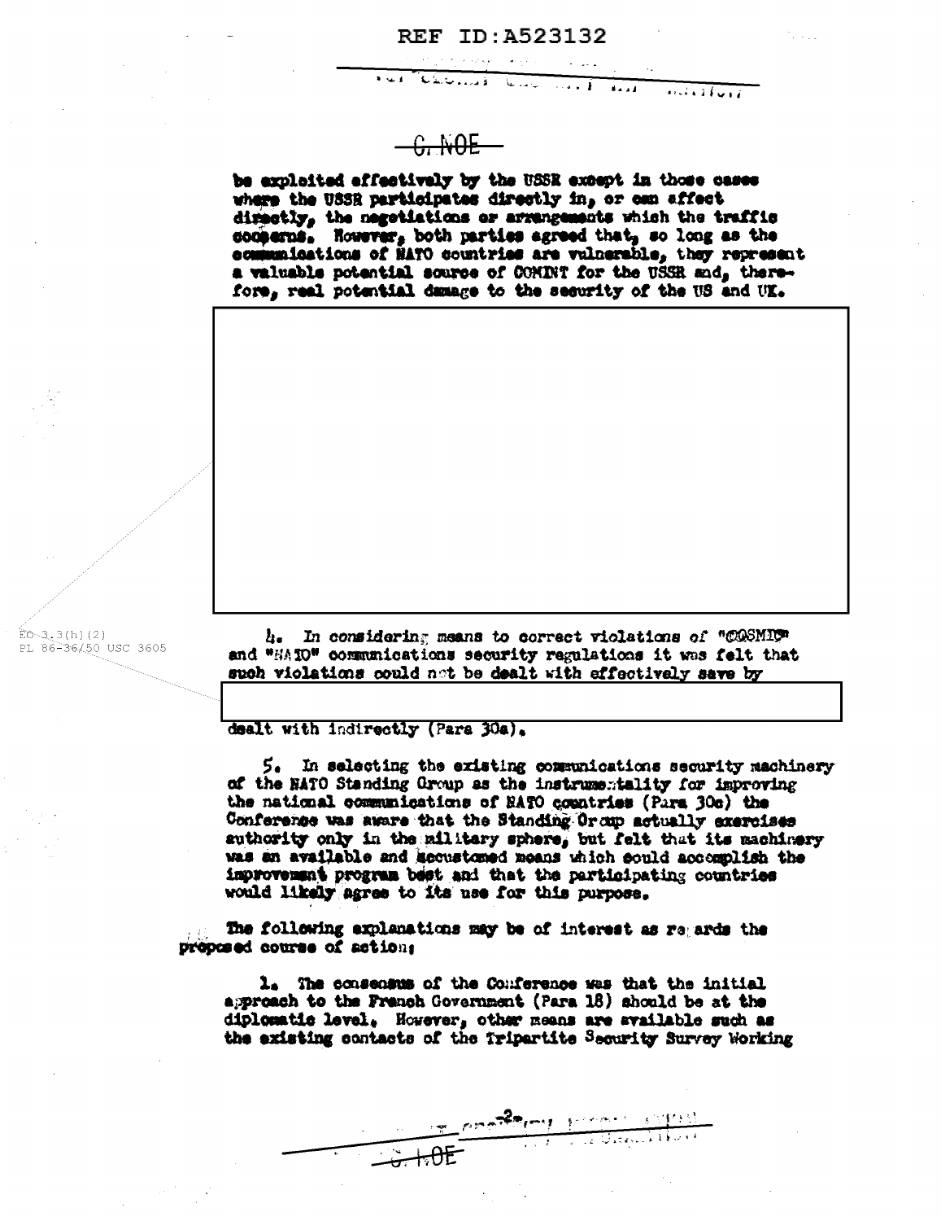C-NOE

be exploited effectively by the USSR except in those cases where the USSR participates directly in, or can affect directly, the negotiations or arrangements which the traffic concerns. However, both parties agreed that, so long as the communications of NATO countries are vulnerable, they represent a valuable potential source of COMINT for the USSR and, therefore, real potential damage to the security of the US and UK.

EO 3.3(h)(2)
PL 86-36/50 USC 3605

4. In considering means to correct violations of "COSMIC" and "NATO" communications security regulations it was felt that such violations could not be dealt with effectively save by

dealt with indirectly (Para 30a).

5. In selecting the existing communications security machinery of the NATO Standing Group as the instrumentality for improving the national communications of NATO countries (Para 30c) the Conference was aware that the Standing Group actually exercises authority only in the military sphere, but felt that its machinery was an available and accustomed means which could accomplish the improvement program best and that the participating countries would likely agree to its use for this purpose.

The following explanations may be of interest as regards the proposed course of action:

1. The consensus of the Conference was that the initial approach to the French Government (Para 18) should be at the diplomatic level. However, other means are available such as the existing contacts of the Tripartite Security Survey Working

C-NOE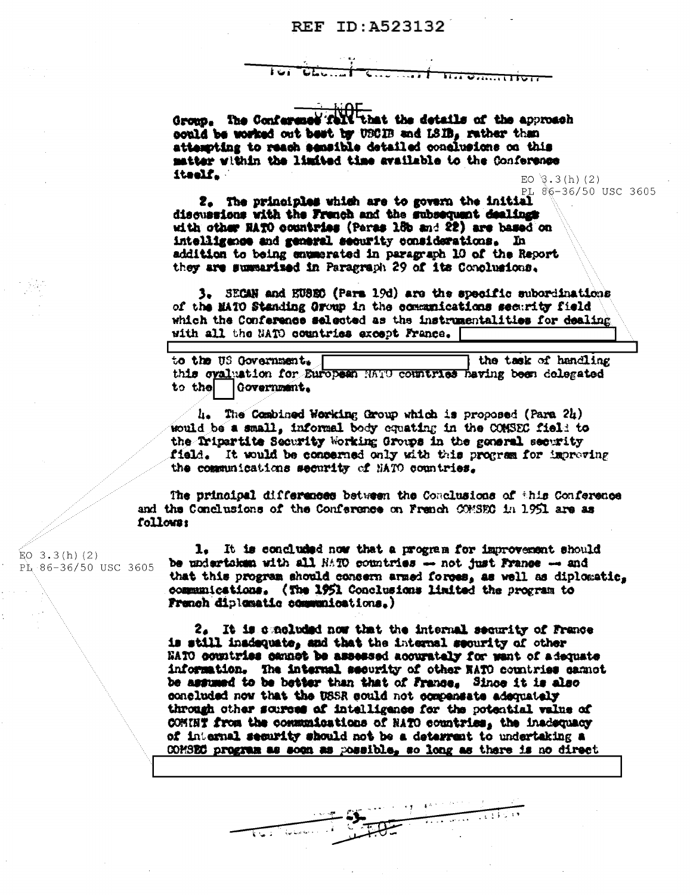Group. The Conference felt that the details of the approach could be worked out best by USCIB and LSIB, rather than attempting to reach sensible detailed conclusions on this matter within the limited time available to the Conference itself.

EO 3.3(h)(2)
PL 86-36/50 USC 3605

2. The principles which are to govern the initial discussions with the French and the subsequent dealings with other NATO countries (Paras 18b and 22) are based on intelligence and general security considerations. In addition to being enumerated in paragraph 10 of the Report they are summarized in Paragraph 29 of its Conclusions.

3. SECAN and EUSEC (Para 19d) are the specific subordinations of the NATO Standing Group in the communications security field which the Conference selected as the instrumentalities for dealing with all the NATO countries except France. [REDACTED]

to the US Government. [REDACTED] the task of handling this evaluation for European NATO countries having been delegated to the [REDACTED] Government.

4. The Combined Working Group which is proposed (Para 24) would be a small, informal body equating in the COMSEC field to the Tripartite Security Working Groups in the general security field. It would be concerned only with this program for improving the communications security of NATO countries.

The principal differences between the Conclusions of this Conference and the Conclusions of the Conference on French COMSEC in 1951 are as follows:

EO 3.3(h)(2)
PL 86-36/50 USC 3605

1. It is concluded now that a program for improvement should be undertaken with all NATO countries -- not just France -- and that this program should concern armed forces, as well as diplomatic, communications. (The 1951 Conclusions limited the program to French diplomatic communications.)

2. It is concluded now that the internal security of France is still inadequate, and that the internal security of other NATO countries cannot be assessed accurately for want of adequate information. The internal security of other NATO countries cannot be assumed to be better than that of France. Since it is also concluded now that the USSR could not compensate adequately through other sources of intelligence for the potential value of COMINT from the communications of NATO countries, the inadequacy of internal security should not be a deterrent to undertaking a COMSEC program as soon as possible, so long as there is no direct

[REDACTED]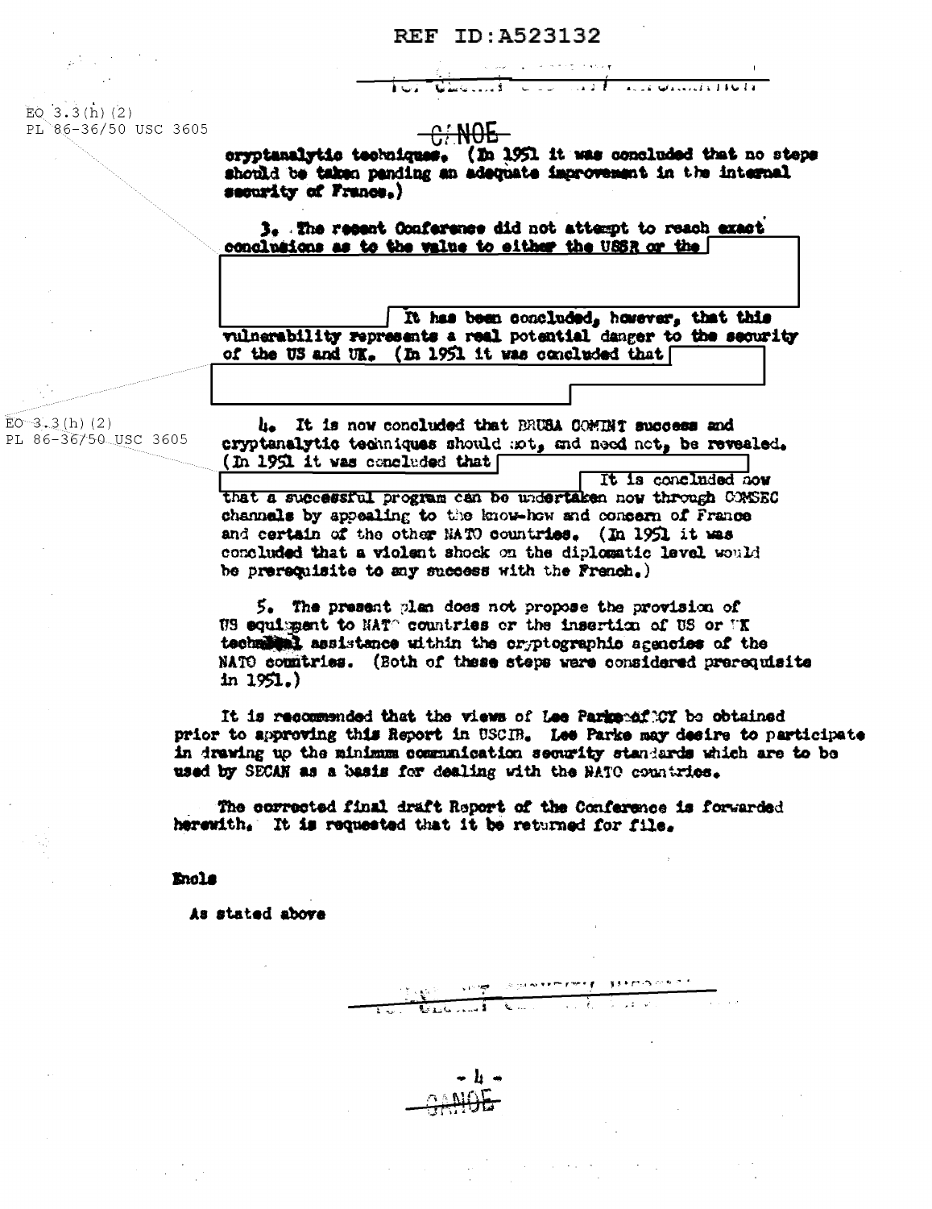REF ID:A523132

EO 3.3(h)(2)
PL 86-36/50 USC 3605

C/NOE

cryptanalytic techniques. (In 1951 it was concluded that no steps should be taken pending an adequate improvement in the internal security of France.)

3. The recent Conference did not attempt to reach exact conclusions as to the value to either the USSR or the [redacted] It has been concluded, however, that this vulnerability represents a real potential danger to the security of the US and UK. (In 1951 it was concluded that [redacted]

EO 3.3(h)(2)
PL 86-36/50 USC 3605

4. It is now concluded that BRUSA COMINT success and cryptanalytic techniques should not, and need not, be revealed. (In 1951 it was concluded that [redacted] It is concluded now that a successful program can be undertaken now through COMSEC channels by appealing to the know-how and concern of France and certain of the other NATO countries. (In 1951 it was concluded that a violent shock on the diplomatic level would be prerequisite to any success with the French.)

5. The present plan does not propose the provision of US equipment to NATO countries or the insertion of US or UK technical assistance within the cryptographic agencies of the NATO countries. (Both of these steps were considered prerequisite in 1951.)

It is recommended that the views of Lee Parke of CY be obtained prior to approving this Report in USCIB. Lee Parke may desire to participate in drawing up the minimum communication security standards which are to be used by SECAN as a basis for dealing with the NATO countries.

The corrected final draft Report of the Conference is forwarded herewith. It is requested that it be returned for file.

Incls

As stated above

CANOE